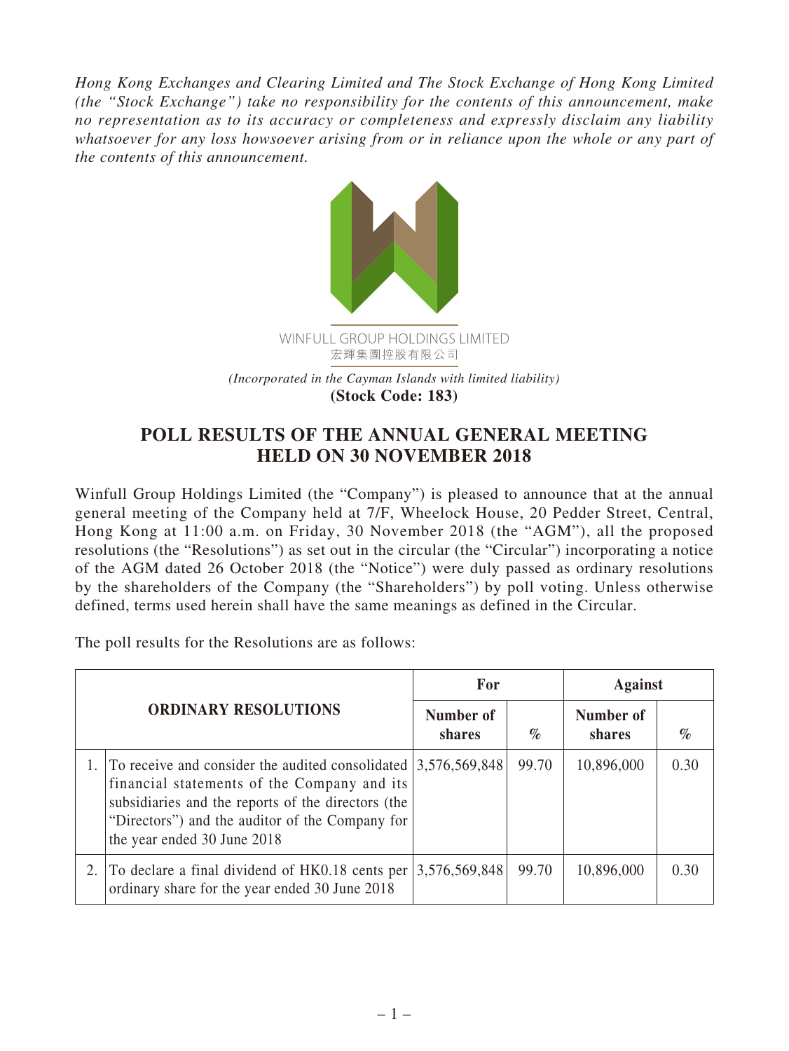*Hong Kong Exchanges and Clearing Limited and The Stock Exchange of Hong Kong Limited (the "Stock Exchange") take no responsibility for the contents of this announcement, make no representation as to its accuracy or completeness and expressly disclaim any liability whatsoever for any loss howsoever arising from or in reliance upon the whole or any part of the contents of this announcement.*

WINFULL GROUP HOLDINGS LIMITED
宏輝集團控股有限公司

*(Incorporated in the Cayman Islands with limited liability)*
**(Stock Code: 183)**

# POLL RESULTS OF THE ANNUAL GENERAL MEETING HELD ON 30 NOVEMBER 2018

Winfull Group Holdings Limited (the "Company") is pleased to announce that at the annual general meeting of the Company held at 7/F, Wheelock House, 20 Pedder Street, Central, Hong Kong at 11:00 a.m. on Friday, 30 November 2018 (the "AGM"), all the proposed resolutions (the "Resolutions") as set out in the circular (the "Circular") incorporating a notice of the AGM dated 26 October 2018 (the "Notice") were duly passed as ordinary resolutions by the shareholders of the Company (the "Shareholders") by poll voting. Unless otherwise defined, terms used herein shall have the same meanings as defined in the Circular.

The poll results for the Resolutions are as follows:

| ORDINARY RESOLUTIONS | | For | | Against | |
|---|---|---|---|---|---|
| | | Number of shares | % | Number of shares | % |
| 1. | To receive and consider the audited consolidated financial statements of the Company and its subsidiaries and the reports of the directors (the "Directors") and the auditor of the Company for the year ended 30 June 2018 | 3,576,569,848 | 99.70 | 10,896,000 | 0.30 |
| 2. | To declare a final dividend of HK0.18 cents per ordinary share for the year ended 30 June 2018 | 3,576,569,848 | 99.70 | 10,896,000 | 0.30 |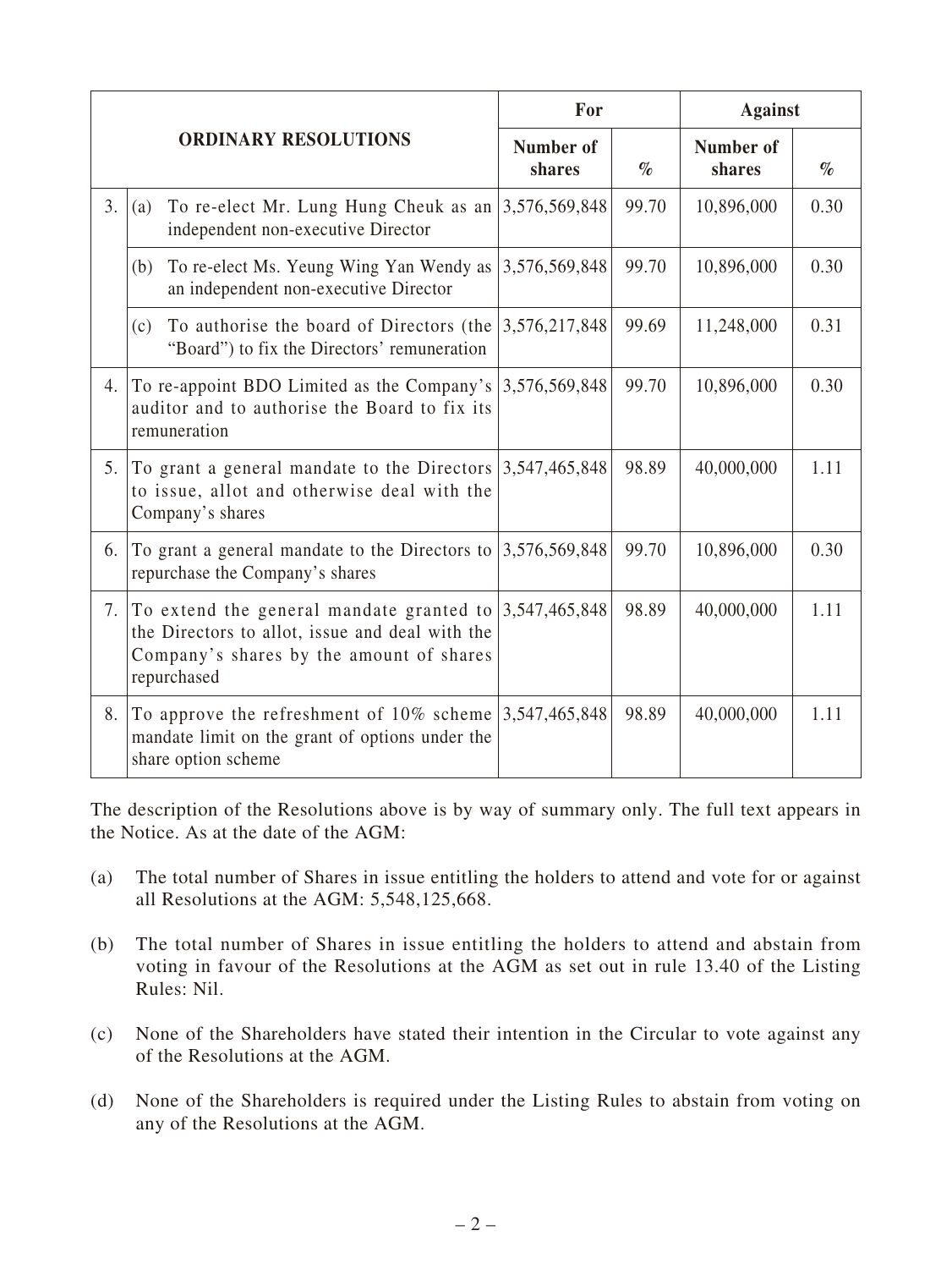| ORDINARY RESOLUTIONS | | For | | Against | |
|---|---|---|---|---|---|
| | | Number of shares | % | Number of shares | % |
| 3. | (a) To re-elect Mr. Lung Hung Cheuk as an independent non-executive Director | 3,576,569,848 | 99.70 | 10,896,000 | 0.30 |
| | (b) To re-elect Ms. Yeung Wing Yan Wendy as an independent non-executive Director | 3,576,569,848 | 99.70 | 10,896,000 | 0.30 |
| | (c) To authorise the board of Directors (the "Board") to fix the Directors' remuneration | 3,576,217,848 | 99.69 | 11,248,000 | 0.31 |
| 4. | To re-appoint BDO Limited as the Company's auditor and to authorise the Board to fix its remuneration | 3,576,569,848 | 99.70 | 10,896,000 | 0.30 |
| 5. | To grant a general mandate to the Directors to issue, allot and otherwise deal with the Company's shares | 3,547,465,848 | 98.89 | 40,000,000 | 1.11 |
| 6. | To grant a general mandate to the Directors to repurchase the Company's shares | 3,576,569,848 | 99.70 | 10,896,000 | 0.30 |
| 7. | To extend the general mandate granted to the Directors to allot, issue and deal with the Company's shares by the amount of shares repurchased | 3,547,465,848 | 98.89 | 40,000,000 | 1.11 |
| 8. | To approve the refreshment of 10% scheme mandate limit on the grant of options under the share option scheme | 3,547,465,848 | 98.89 | 40,000,000 | 1.11 |

The description of the Resolutions above is by way of summary only. The full text appears in the Notice. As at the date of the AGM:

(a) The total number of Shares in issue entitling the holders to attend and vote for or against all Resolutions at the AGM: 5,548,125,668.

(b) The total number of Shares in issue entitling the holders to attend and abstain from voting in favour of the Resolutions at the AGM as set out in rule 13.40 of the Listing Rules: Nil.

(c) None of the Shareholders have stated their intention in the Circular to vote against any of the Resolutions at the AGM.

(d) None of the Shareholders is required under the Listing Rules to abstain from voting on any of the Resolutions at the AGM.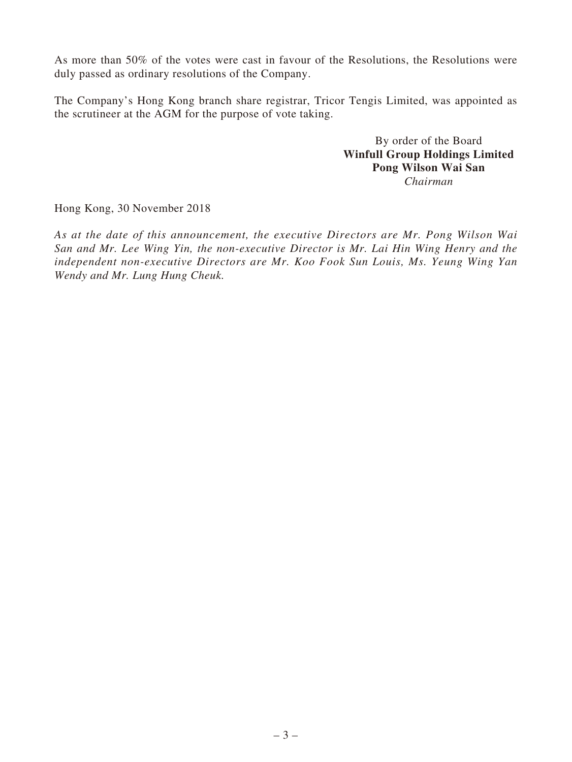As more than 50% of the votes were cast in favour of the Resolutions, the Resolutions were duly passed as ordinary resolutions of the Company.

The Company's Hong Kong branch share registrar, Tricor Tengis Limited, was appointed as the scrutineer at the AGM for the purpose of vote taking.

By order of the Board
**Winfull Group Holdings Limited**
**Pong Wilson Wai San**
*Chairman*

Hong Kong, 30 November 2018

*As at the date of this announcement, the executive Directors are Mr. Pong Wilson Wai San and Mr. Lee Wing Yin, the non-executive Director is Mr. Lai Hin Wing Henry and the independent non-executive Directors are Mr. Koo Fook Sun Louis, Ms. Yeung Wing Yan Wendy and Mr. Lung Hung Cheuk.*